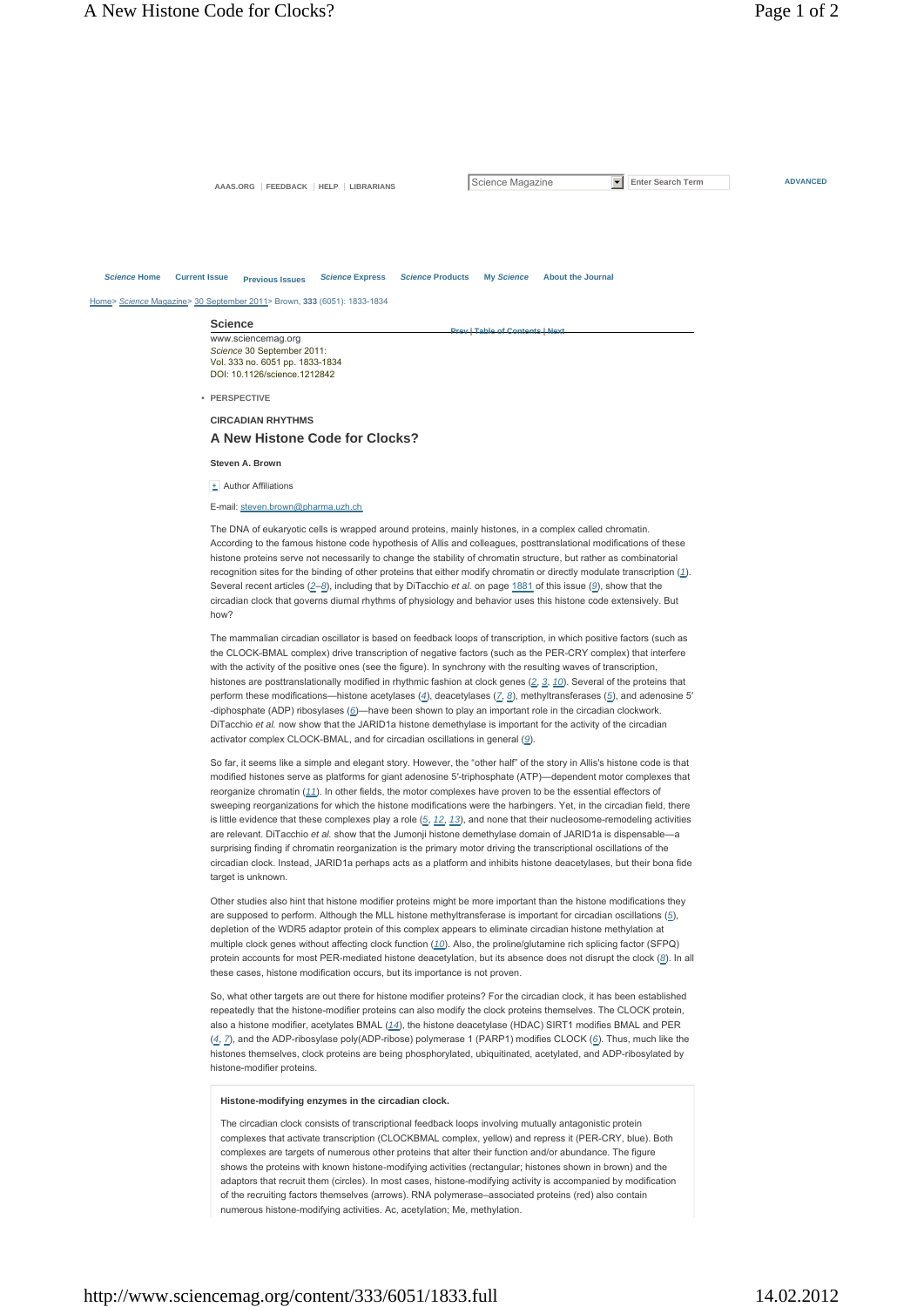**Science**
www.sciencemag.org
*Science* 30 September 2011:
Vol. 333 no. 6051 pp. 1833-1834
DOI: 10.1126/science.1212842

- PERSPECTIVE

**CIRCADIAN RHYTHMS**

## A New Histone Code for Clocks?

**Steven A. Brown**

Author Affiliations

E-mail: steven.brown@pharma.uzh.ch

The DNA of eukaryotic cells is wrapped around proteins, mainly histones, in a complex called chromatin. According to the famous histone code hypothesis of Allis and colleagues, posttranslational modifications of these histone proteins serve not necessarily to change the stability of chromatin structure, but rather as combinatorial recognition sites for the binding of other proteins that either modify chromatin or directly modulate transcription (*1*). Several recent articles (*2*–*8*), including that by DiTacchio *et al.* on page 1881 of this issue (*9*), show that the circadian clock that governs diurnal rhythms of physiology and behavior uses this histone code extensively. But how?

The mammalian circadian oscillator is based on feedback loops of transcription, in which positive factors (such as the CLOCK-BMAL complex) drive transcription of negative factors (such as the PER-CRY complex) that interfere with the activity of the positive ones (see the figure). In synchrony with the resulting waves of transcription, histones are posttranslationally modified in rhythmic fashion at clock genes (*2*, *3*, *10*). Several of the proteins that perform these modifications—histone acetylases (*4*), deacetylases (*7*, *8*), methyltransferases (*5*), and adenosine 5′-diphosphate (ADP) ribosylases (*6*)—have been shown to play an important role in the circadian clockwork. DiTacchio *et al.* now show that the JARID1a histone demethylase is important for the activity of the circadian activator complex CLOCK-BMAL, and for circadian oscillations in general (*9*).

So far, it seems like a simple and elegant story. However, the "other half" of the story in Allis's histone code is that modified histones serve as platforms for giant adenosine 5′-triphosphate (ATP)—dependent motor complexes that reorganize chromatin (*11*). In other fields, the motor complexes have proven to be the essential effectors of sweeping reorganizations for which the histone modifications were the harbingers. Yet, in the circadian field, there is little evidence that these complexes play a role (*5*, *12*, *13*), and none that their nucleosome-remodeling activities are relevant. DiTacchio *et al.* show that the Jumonji histone demethylase domain of JARID1a is dispensable—a surprising finding if chromatin reorganization is the primary motor driving the transcriptional oscillations of the circadian clock. Instead, JARID1a perhaps acts as a platform and inhibits histone deacetylases, but their bona fide target is unknown.

Other studies also hint that histone modifier proteins might be more important than the histone modifications they are supposed to perform. Although the MLL histone methyltransferase is important for circadian oscillations (*5*), depletion of the WDR5 adaptor protein of this complex appears to eliminate circadian histone methylation at multiple clock genes without affecting clock function (*10*). Also, the proline/glutamine rich splicing factor (SFPQ) protein accounts for most PER-mediated histone deacetylation, but its absence does not disrupt the clock (*8*). In all these cases, histone modification occurs, but its importance is not proven.

So, what other targets are out there for histone modifier proteins? For the circadian clock, it has been established repeatedly that the histone-modifier proteins can also modify the clock proteins themselves. The CLOCK protein, also a histone modifier, acetylates BMAL (*14*), the histone deacetylase (HDAC) SIRT1 modifies BMAL and PER (*4*, *7*), and the ADP-ribosylase poly(ADP-ribose) polymerase 1 (PARP1) modifies CLOCK (*6*). Thus, much like the histones themselves, clock proteins are being phosphorylated, ubiquitinated, acetylated, and ADP-ribosylated by histone-modifier proteins.

**Histone-modifying enzymes in the circadian clock.**

The circadian clock consists of transcriptional feedback loops involving mutually antagonistic protein complexes that activate transcription (CLOCKBMAL complex, yellow) and repress it (PER-CRY, blue). Both complexes are targets of numerous other proteins that alter their function and/or abundance. The figure shows the proteins with known histone-modifying activities (rectangular; histones shown in brown) and the adaptors that recruit them (circles). In most cases, histone-modifying activity is accompanied by modification of the recruiting factors themselves (arrows). RNA polymerase–associated proteins (red) also contain numerous histone-modifying activities. Ac, acetylation; Me, methylation.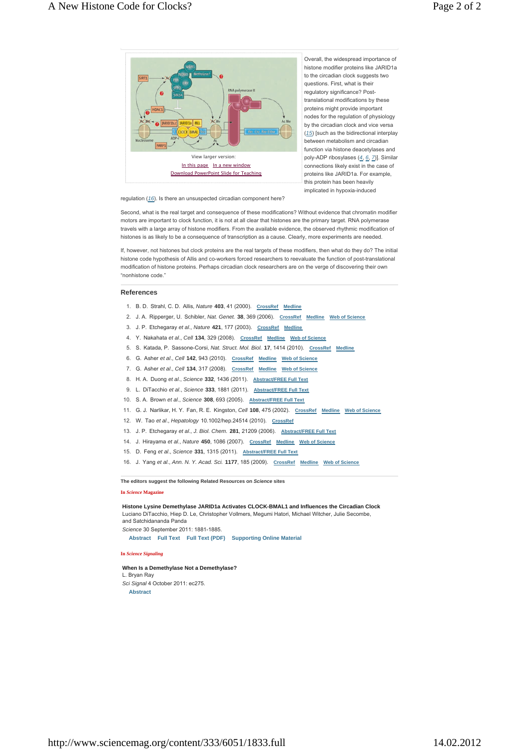View larger version:

In this page In a new window

Download PowerPoint Slide for Teaching

Overall, the widespread importance of histone modifier proteins like JARID1a to the circadian clock suggests two questions. First, what is their regulatory significance? Post-translational modifications by these proteins might provide important nodes for the regulation of physiology by the circadian clock and vice versa (15) [such as the bidirectional interplay between metabolism and circadian function via histone deacetylases and poly-ADP ribosylases (4, 6, 7)]. Similar connections likely exist in the case of proteins like JARID1a. For example, this protein has been heavily implicated in hypoxia-induced regulation (16). Is there an unsuspected circadian component here?

Second, what is the real target and consequence of these modifications? Without evidence that chromatin modifier motors are important to clock function, it is not at all clear that histones are the primary target. RNA polymerase travels with a large array of histone modifiers. From the available evidence, the observed rhythmic modification of histones is as likely to be a consequence of transcription as a cause. Clearly, more experiments are needed.

If, however, not histones but clock proteins are the real targets of these modifiers, then what do they do? The initial histone code hypothesis of Allis and co-workers forced researchers to reevaluate the function of post-translational modification of histone proteins. Perhaps circadian clock researchers are on the verge of discovering their own "nonhistone code."

## References

1. B. D. Strahl, C. D. Allis, *Nature* **403**, 41 (2000). CrossRef Medline
2. J. A. Ripperger, U. Schibler, *Nat. Genet.* **38**, 369 (2006). CrossRef Medline Web of Science
3. J. P. Etchegaray *et al.*, *Nature* **421**, 177 (2003). CrossRef Medline
4. Y. Nakahata *et al.*, *Cell* **134**, 329 (2008). CrossRef Medline Web of Science
5. S. Katada, P. Sassone-Corsi, *Nat. Struct. Mol. Biol.* **17**, 1414 (2010). CrossRef Medline
6. G. Asher *et al.*, *Cell* **142**, 943 (2010). CrossRef Medline Web of Science
7. G. Asher *et al.*, *Cell* **134**, 317 (2008). CrossRef Medline Web of Science
8. H. A. Duong *et al.*, *Science* **332**, 1436 (2011). Abstract/FREE Full Text
9. L. DiTacchio *et al.*, *Science* **333**, 1881 (2011). Abstract/FREE Full Text
10. S. A. Brown *et al.*, *Science* **308**, 693 (2005). Abstract/FREE Full Text
11. G. J. Narlikar, H. Y. Fan, R. E. Kingston, *Cell* **108**, 475 (2002). CrossRef Medline Web of Science
12. W. Tao *et al.*, *Hepatology* 10.1002/hep.24514 (2010). CrossRef
13. J. P. Etchegaray *et al.*, *J. Biol. Chem.* **281**, 21209 (2006). Abstract/FREE Full Text
14. J. Hirayama *et al.*, *Nature* **450**, 1086 (2007). CrossRef Medline Web of Science
15. D. Feng *et al.*, *Science* **331**, 1315 (2011). Abstract/FREE Full Text
16. J. Yang *et al.*, *Ann. N. Y. Acad. Sci.* **1177**, 185 (2009). CrossRef Medline Web of Science

**The editors suggest the following Related Resources on *Science* sites**

**In *Science* Magazine**

**Histone Lysine Demethylase JARID1a Activates CLOCK-BMAL1 and Influences the Circadian Clock**
Luciano DiTacchio, Hiep D. Le, Christopher Vollmers, Megumi Hatori, Michael Witcher, Julie Secombe, and Satchidananda Panda
*Science* 30 September 2011: 1881-1885.
Abstract Full Text Full Text (PDF) Supporting Online Material

**In *Science Signaling***

**When Is a Demethylase Not a Demethylase?**
L. Bryan Ray
*Sci Signal* 4 October 2011: ec275.
Abstract